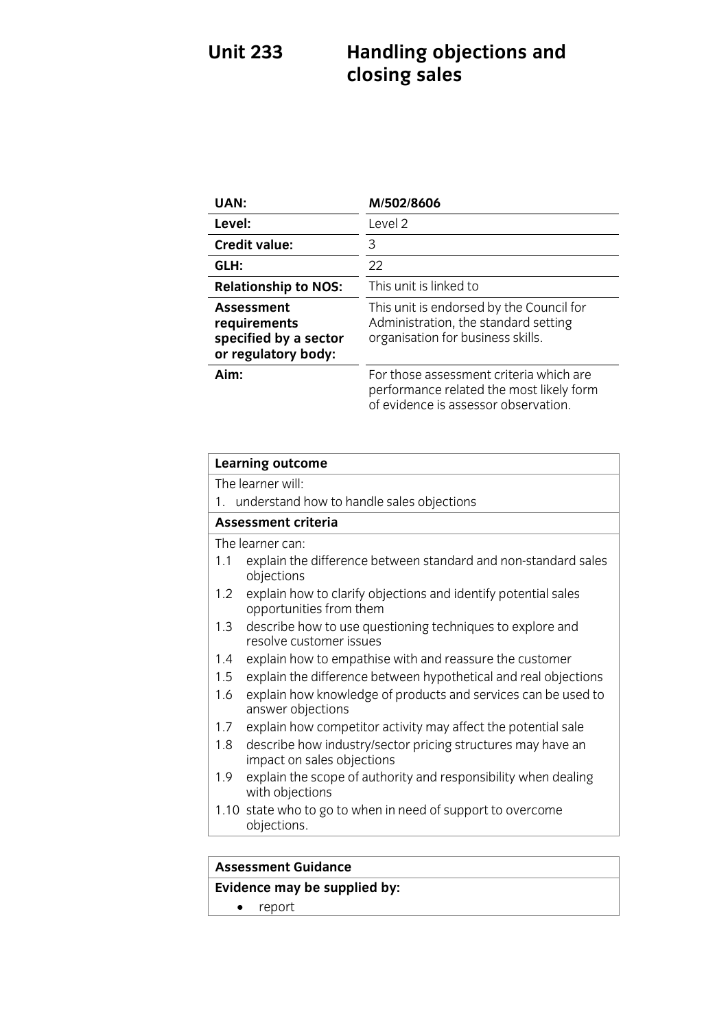# Unit 233 Handling objections and closing sales

| | |
|---|---|
| **UAN:** | **M/502/8606** |
| **Level:** | Level 2 |
| **Credit value:** | 3 |
| **GLH:** | 22 |
| **Relationship to NOS:** | This unit is linked to |
| **Assessment requirements specified by a sector or regulatory body:** | This unit is endorsed by the Council for Administration, the standard setting organisation for business skills. |
| **Aim:** | For those assessment criteria which are performance related the most likely form of evidence is assessor observation. |

| **Learning outcome** |
|---|
| The learner will: |
| 1. understand how to handle sales objections |
| **Assessment criteria** |
| The learner can: |
| 1.1 explain the difference between standard and non-standard sales objections |
| 1.2 explain how to clarify objections and identify potential sales opportunities from them |
| 1.3 describe how to use questioning techniques to explore and resolve customer issues |
| 1.4 explain how to empathise with and reassure the customer |
| 1.5 explain the difference between hypothetical and real objections |
| 1.6 explain how knowledge of products and services can be used to answer objections |
| 1.7 explain how competitor activity may affect the potential sale |
| 1.8 describe how industry/sector pricing structures may have an impact on sales objections |
| 1.9 explain the scope of authority and responsibility when dealing with objections |
| 1.10 state who to go to when in need of support to overcome objections. |

| **Assessment Guidance** |
|---|
| **Evidence may be supplied by:** |
| • report |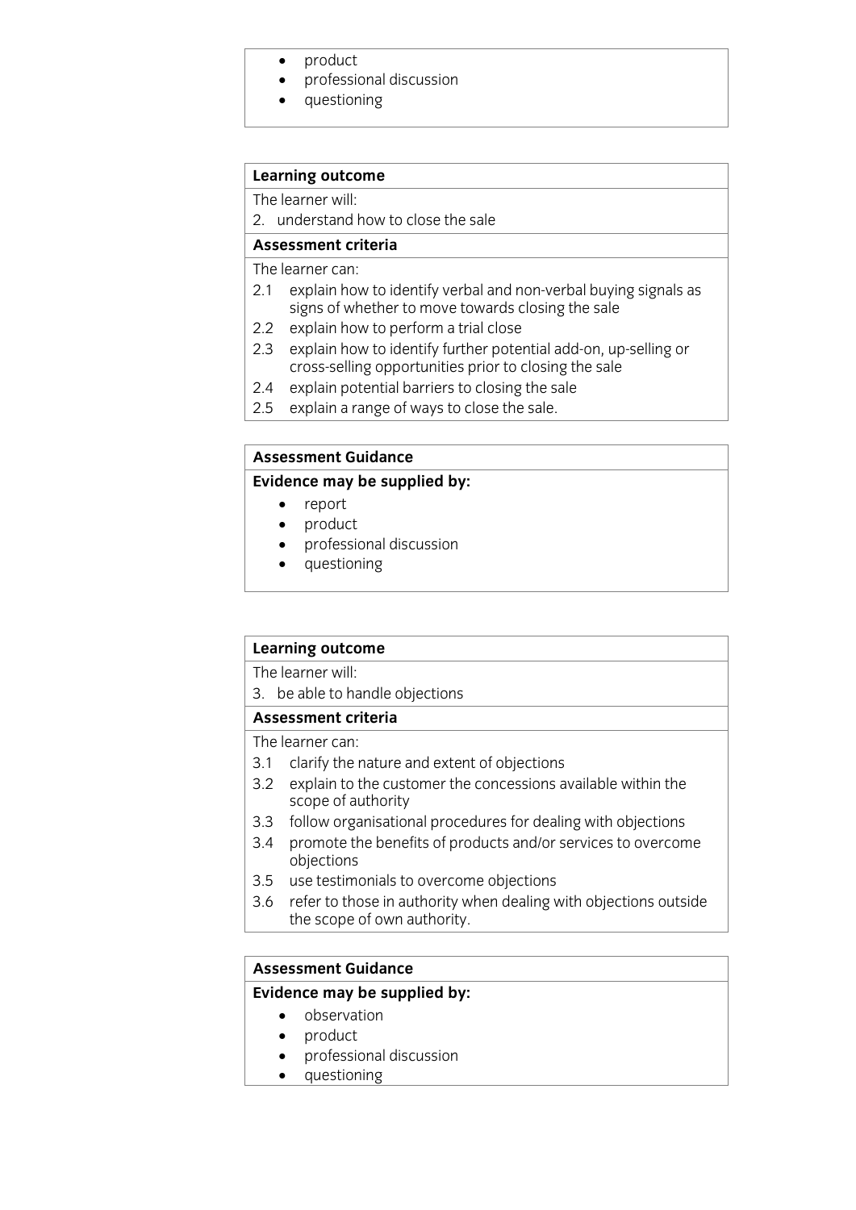- product
- professional discussion
- questioning

**Learning outcome**

The learner will:

2. understand how to close the sale

**Assessment criteria**

The learner can:

2.1 explain how to identify verbal and non-verbal buying signals as signs of whether to move towards closing the sale

2.2 explain how to perform a trial close

2.3 explain how to identify further potential add-on, up-selling or cross-selling opportunities prior to closing the sale

2.4 explain potential barriers to closing the sale

2.5 explain a range of ways to close the sale.

**Assessment Guidance**

**Evidence may be supplied by:**

- report
- product
- professional discussion
- questioning

**Learning outcome**

The learner will:

3. be able to handle objections

**Assessment criteria**

The learner can:

3.1 clarify the nature and extent of objections

3.2 explain to the customer the concessions available within the scope of authority

3.3 follow organisational procedures for dealing with objections

3.4 promote the benefits of products and/or services to overcome objections

3.5 use testimonials to overcome objections

3.6 refer to those in authority when dealing with objections outside the scope of own authority.

**Assessment Guidance**

**Evidence may be supplied by:**

- observation
- product
- professional discussion
- questioning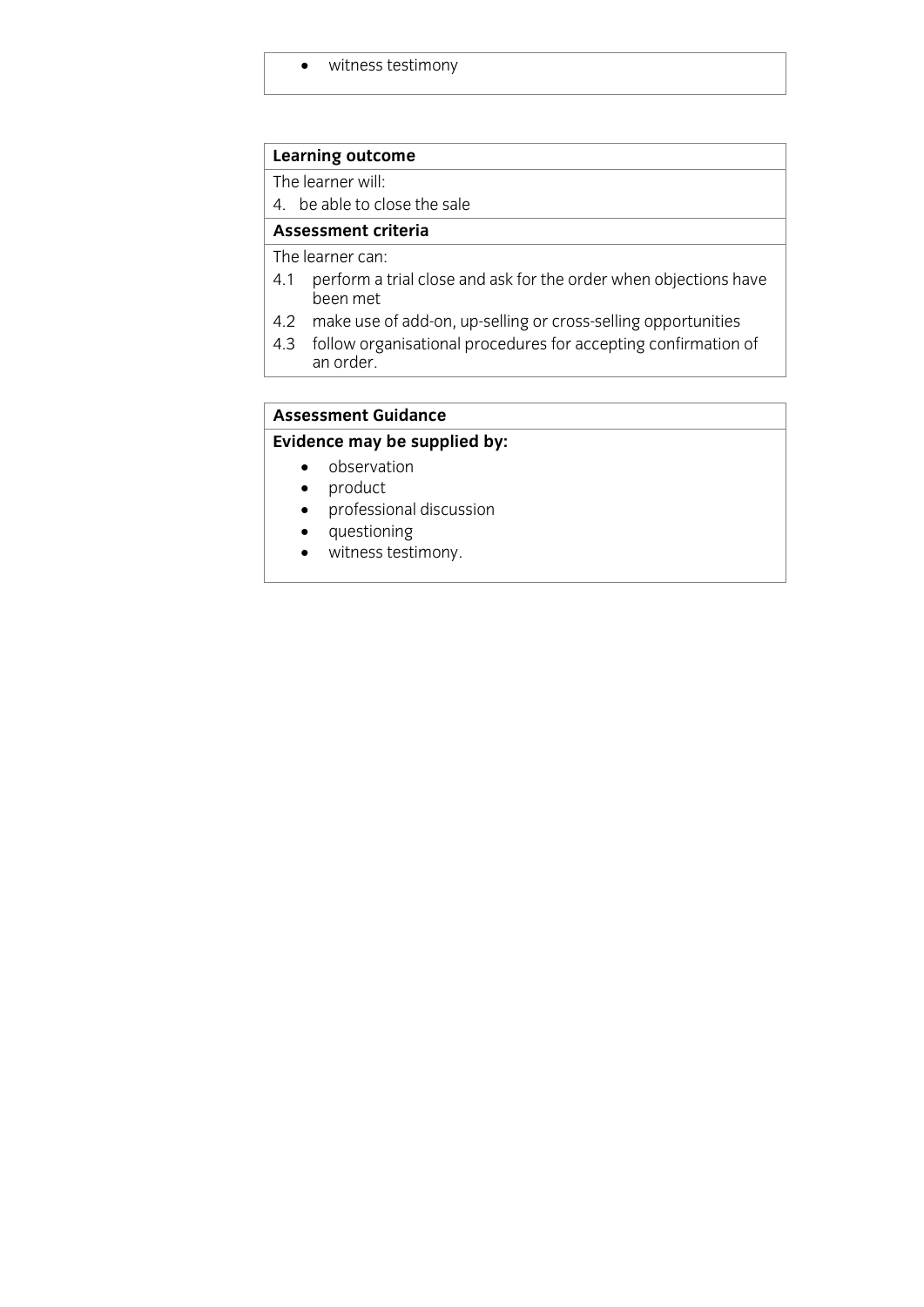- witness testimony

| **Learning outcome** |
|---|
| The learner will: |
| 4. be able to close the sale |
| **Assessment criteria** |
| The learner can: |
| 4.1 perform a trial close and ask for the order when objections have been met |
| 4.2 make use of add-on, up-selling or cross-selling opportunities |
| 4.3 follow organisational procedures for accepting confirmation of an order. |

| **Assessment Guidance** |
|---|
| **Evidence may be supplied by:** |
| • observation<br>• product<br>• professional discussion<br>• questioning<br>• witness testimony. |